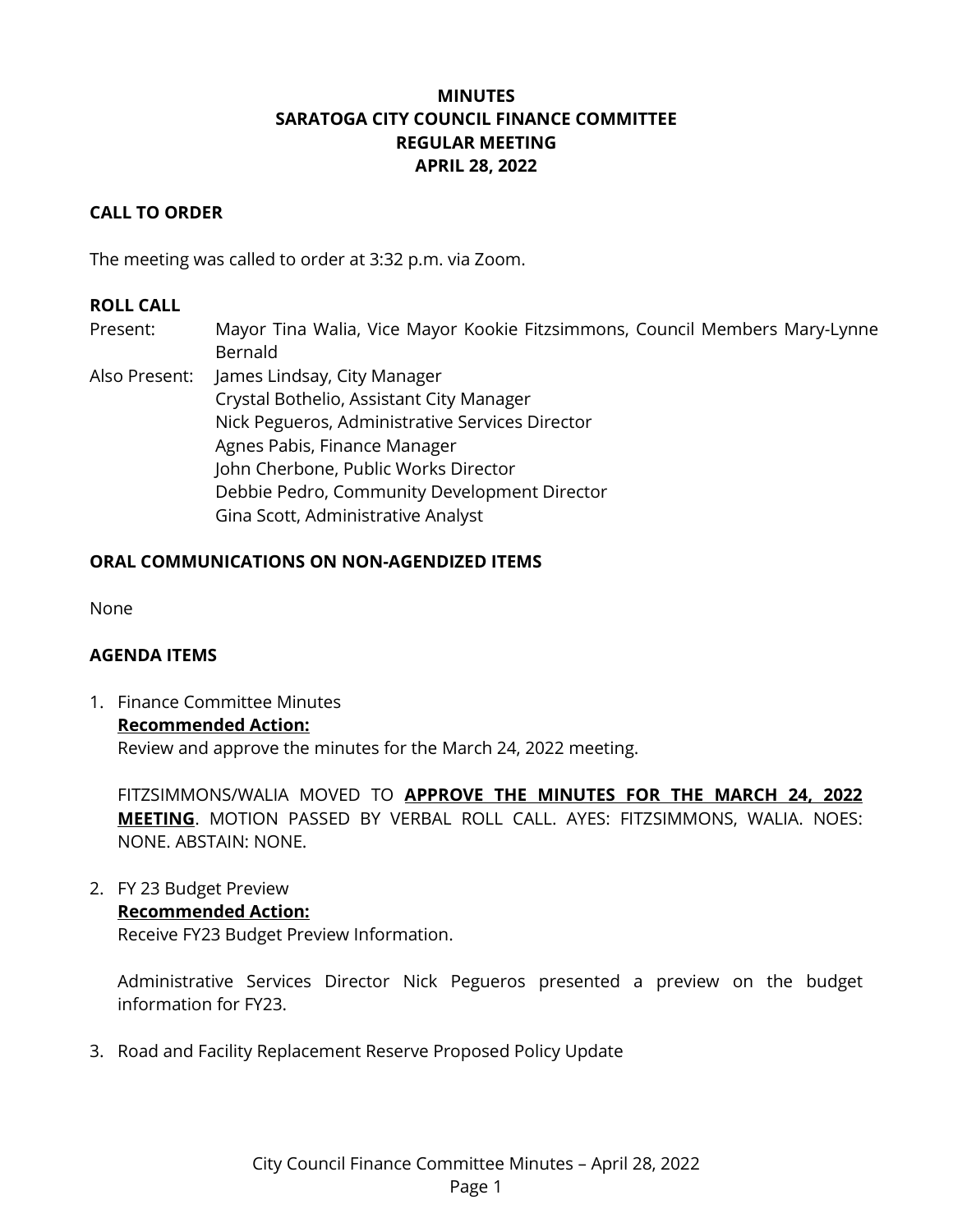# MINUTES
# SARATOGA CITY COUNCIL FINANCE COMMITTEE
# REGULAR MEETING
# APRIL 28, 2022

**CALL TO ORDER**

The meeting was called to order at 3:32 p.m. via Zoom.

**ROLL CALL**

Present: Mayor Tina Walia, Vice Mayor Kookie Fitzsimmons, Council Members Mary-Lynne Bernald

Also Present: James Lindsay, City Manager
Crystal Bothelio, Assistant City Manager
Nick Pegueros, Administrative Services Director
Agnes Pabis, Finance Manager
John Cherbone, Public Works Director
Debbie Pedro, Community Development Director
Gina Scott, Administrative Analyst

**ORAL COMMUNICATIONS ON NON-AGENDIZED ITEMS**

None

**AGENDA ITEMS**

1. Finance Committee Minutes
   **Recommended Action:**
   Review and approve the minutes for the March 24, 2022 meeting.

   FITZSIMMONS/WALIA MOVED TO **APPROVE THE MINUTES FOR THE MARCH 24, 2022 MEETING**. MOTION PASSED BY VERBAL ROLL CALL. AYES: FITZSIMMONS, WALIA. NOES: NONE. ABSTAIN: NONE.

2. FY 23 Budget Preview
   **Recommended Action:**
   Receive FY23 Budget Preview Information.

   Administrative Services Director Nick Pegueros presented a preview on the budget information for FY23.

3. Road and Facility Replacement Reserve Proposed Policy Update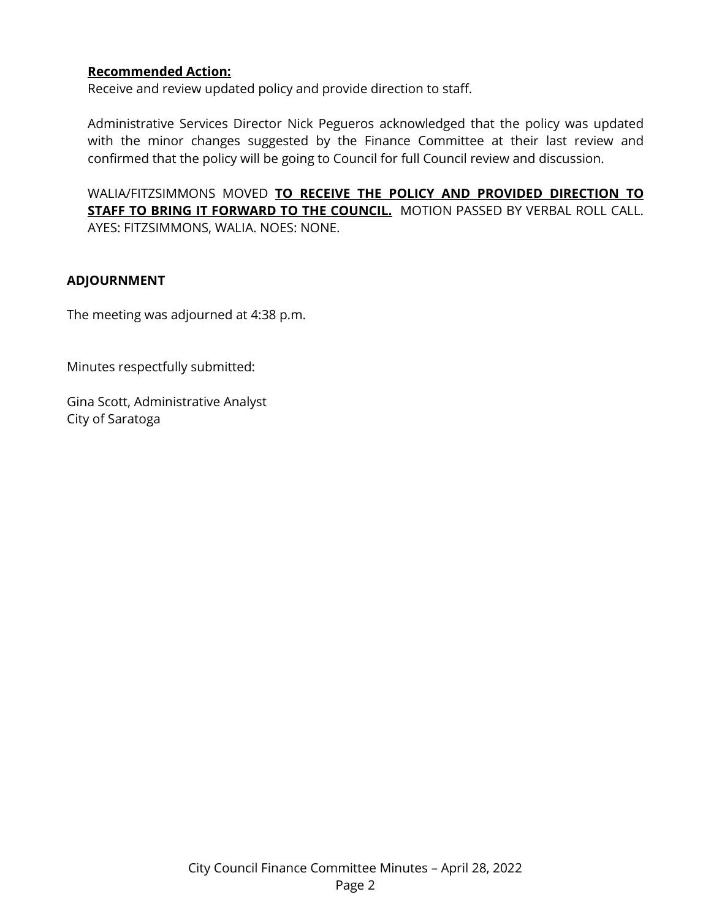**<u>Recommended Action:</u>**
Receive and review updated policy and provide direction to staff.

Administrative Services Director Nick Pegueros acknowledged that the policy was updated with the minor changes suggested by the Finance Committee at their last review and confirmed that the policy will be going to Council for full Council review and discussion.

WALIA/FITZSIMMONS MOVED **<u>TO RECEIVE THE POLICY AND PROVIDED DIRECTION TO STAFF TO BRING IT FORWARD TO THE COUNCIL.</u>** MOTION PASSED BY VERBAL ROLL CALL. AYES: FITZSIMMONS, WALIA. NOES: NONE.

**ADJOURNMENT**

The meeting was adjourned at 4:38 p.m.

Minutes respectfully submitted:

Gina Scott, Administrative Analyst
City of Saratoga